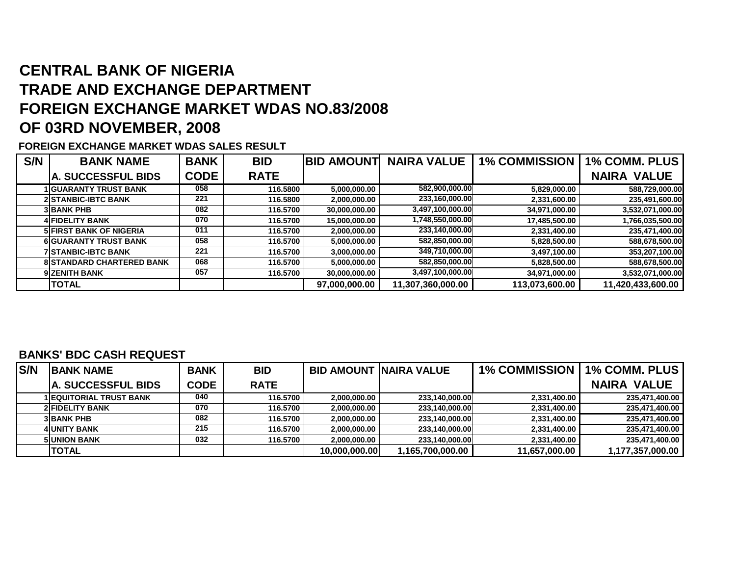# CENTRAL BANK OF NIGERIA
# TRADE AND EXCHANGE DEPARTMENT
# FOREIGN EXCHANGE MARKET WDAS NO.83/2008
# OF 03RD NOVEMBER, 2008

**FOREIGN EXCHANGE MARKET WDAS SALES RESULT**

| S/N | BANK NAME<br>A. SUCCESSFUL BIDS | BANK CODE | BID RATE | BID AMOUNT | NAIRA VALUE | 1% COMMISSION | 1% COMM. PLUS NAIRA VALUE |
|---|---|---|---|---|---|---|---|
| 1 | GUARANTY TRUST BANK | 058 | 116.5800 | 5,000,000.00 | 582,900,000.00 | 5,829,000.00 | 588,729,000.00 |
| 2 | STANBIC-IBTC BANK | 221 | 116.5800 | 2,000,000.00 | 233,160,000.00 | 2,331,600.00 | 235,491,600.00 |
| 3 | BANK PHB | 082 | 116.5700 | 30,000,000.00 | 3,497,100,000.00 | 34,971,000.00 | 3,532,071,000.00 |
| 4 | FIDELITY BANK | 070 | 116.5700 | 15,000,000.00 | 1,748,550,000.00 | 17,485,500.00 | 1,766,035,500.00 |
| 5 | FIRST BANK OF NIGERIA | 011 | 116.5700 | 2,000,000.00 | 233,140,000.00 | 2,331,400.00 | 235,471,400.00 |
| 6 | GUARANTY TRUST BANK | 058 | 116.5700 | 5,000,000.00 | 582,850,000.00 | 5,828,500.00 | 588,678,500.00 |
| 7 | STANBIC-IBTC BANK | 221 | 116.5700 | 3,000,000.00 | 349,710,000.00 | 3,497,100.00 | 353,207,100.00 |
| 8 | STANDARD CHARTERED BANK | 068 | 116.5700 | 5,000,000.00 | 582,850,000.00 | 5,828,500.00 | 588,678,500.00 |
| 9 | ZENITH BANK | 057 | 116.5700 | 30,000,000.00 | 3,497,100,000.00 | 34,971,000.00 | 3,532,071,000.00 |
| | TOTAL | | | 97,000,000.00 | 11,307,360,000.00 | 113,073,600.00 | 11,420,433,600.00 |

**BANKS' BDC CASH REQUEST**

| S/N | BANK NAME<br>A. SUCCESSFUL BIDS | BANK CODE | BID RATE | BID AMOUNT | NAIRA VALUE | 1% COMMISSION | 1% COMM. PLUS NAIRA VALUE |
|---|---|---|---|---|---|---|---|
| 1 | EQUITORIAL TRUST BANK | 040 | 116.5700 | 2,000,000.00 | 233,140,000.00 | 2,331,400.00 | 235,471,400.00 |
| 2 | FIDELITY BANK | 070 | 116.5700 | 2,000,000.00 | 233,140,000.00 | 2,331,400.00 | 235,471,400.00 |
| 3 | BANK PHB | 082 | 116.5700 | 2,000,000.00 | 233,140,000.00 | 2,331,400.00 | 235,471,400.00 |
| 4 | UNITY BANK | 215 | 116.5700 | 2,000,000.00 | 233,140,000.00 | 2,331,400.00 | 235,471,400.00 |
| 5 | UNION BANK | 032 | 116.5700 | 2,000,000.00 | 233,140,000.00 | 2,331,400.00 | 235,471,400.00 |
| | TOTAL | | | 10,000,000.00 | 1,165,700,000.00 | 11,657,000.00 | 1,177,357,000.00 |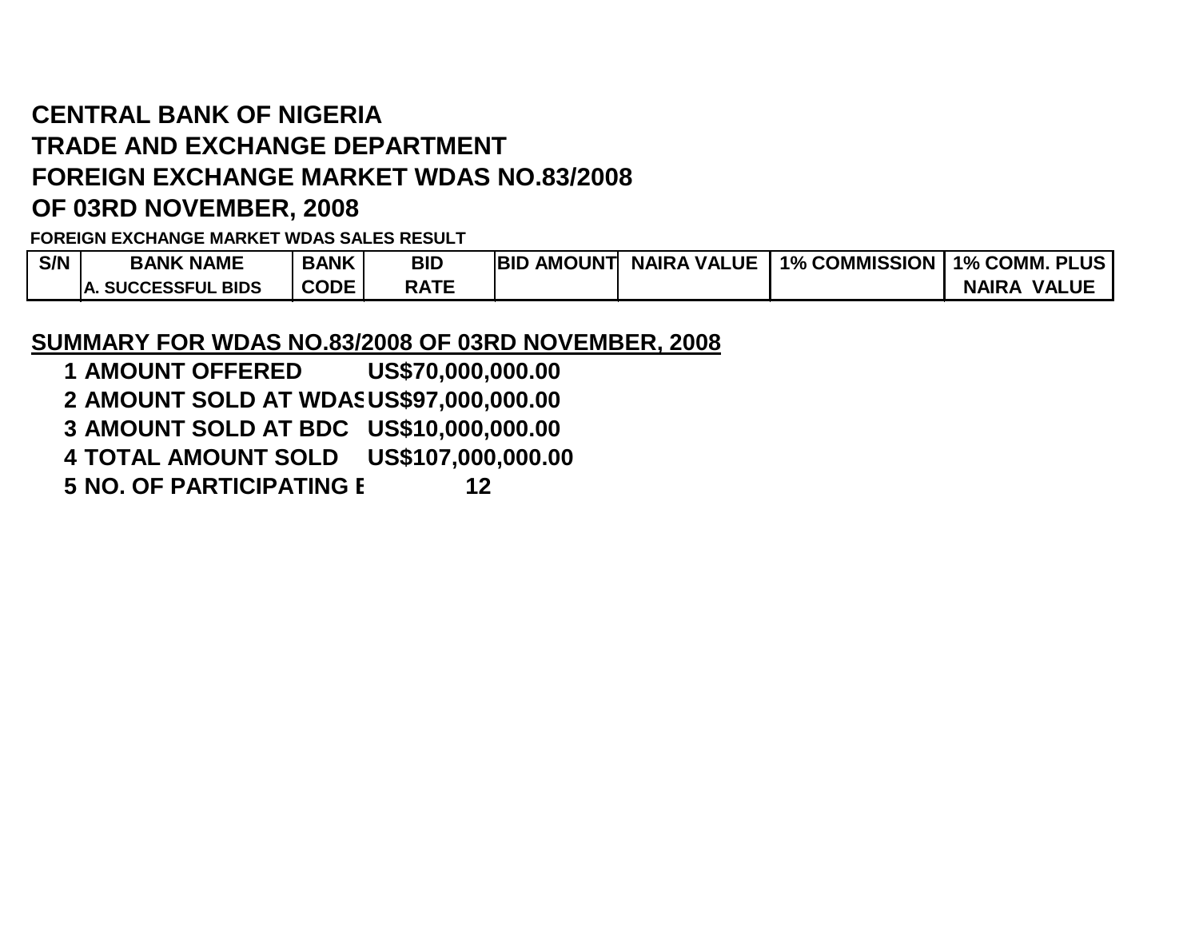# CENTRAL BANK OF NIGERIA
# TRADE AND EXCHANGE DEPARTMENT
# FOREIGN EXCHANGE MARKET WDAS NO.83/2008
# OF 03RD NOVEMBER, 2008

**FOREIGN EXCHANGE MARKET WDAS SALES RESULT**

| S/N | BANK NAME<br>A. SUCCESSFUL BIDS | BANK<br>CODE | BID<br>RATE | BID AMOUNT | NAIRA VALUE | 1% COMMISSION | 1% COMM. PLUS<br>NAIRA VALUE |
|---|---|---|---|---|---|---|---|

## SUMMARY FOR WDAS NO.83/2008 OF 03RD NOVEMBER, 2008

1 AMOUNT OFFERED US$70,000,000.00

2 AMOUNT SOLD AT WDAS US$97,000,000.00

3 AMOUNT SOLD AT BDC US$10,000,000.00

4 TOTAL AMOUNT SOLD US$107,000,000.00

5 NO. OF PARTICIPATING B 12